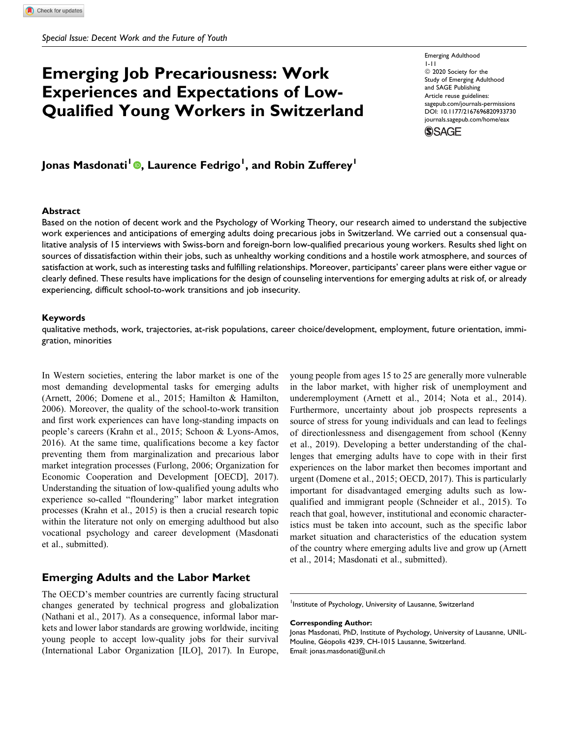*Special Issue: Decent Work and the Future of Youth*

# Emerging Job Precariousness: Work Experiences and Expectations of Low-Qualified Young Workers in Switzerland

Emerging Adulthood
1-11
© 2020 Society for the Study of Emerging Adulthood and SAGE Publishing
Article reuse guidelines: sagepub.com/journals-permissions
DOI: 10.1177/2167696820933730
journals.sagepub.com/home/eax

**Jonas Masdonati[1], Laurence Fedrigo[1], and Robin Zufferey[1]**

## Abstract

Based on the notion of decent work and the Psychology of Working Theory, our research aimed to understand the subjective work experiences and anticipations of emerging adults doing precarious jobs in Switzerland. We carried out a consensual qualitative analysis of 15 interviews with Swiss-born and foreign-born low-qualified precarious young workers. Results shed light on sources of dissatisfaction within their jobs, such as unhealthy working conditions and a hostile work atmosphere, and sources of satisfaction at work, such as interesting tasks and fulfilling relationships. Moreover, participants' career plans were either vague or clearly defined. These results have implications for the design of counseling interventions for emerging adults at risk of, or already experiencing, difficult school-to-work transitions and job insecurity.

## Keywords

qualitative methods, work, trajectories, at-risk populations, career choice/development, employment, future orientation, immigration, minorities

In Western societies, entering the labor market is one of the most demanding developmental tasks for emerging adults (Arnett, 2006; Domene et al., 2015; Hamilton & Hamilton, 2006). Moreover, the quality of the school-to-work transition and first work experiences can have long-standing impacts on people's careers (Krahn et al., 2015; Schoon & Lyons-Amos, 2016). At the same time, qualifications become a key factor preventing them from marginalization and precarious labor market integration processes (Furlong, 2006; Organization for Economic Cooperation and Development [OECD], 2017). Understanding the situation of low-qualified young adults who experience so-called "floundering" labor market integration processes (Krahn et al., 2015) is then a crucial research topic within the literature not only on emerging adulthood but also vocational psychology and career development (Masdonati et al., submitted).

## Emerging Adults and the Labor Market

The OECD's member countries are currently facing structural changes generated by technical progress and globalization (Nathani et al., 2017). As a consequence, informal labor markets and lower labor standards are growing worldwide, inciting young people to accept low-quality jobs for their survival (International Labor Organization [ILO], 2017). In Europe, young people from ages 15 to 25 are generally more vulnerable in the labor market, with higher risk of unemployment and underemployment (Arnett et al., 2014; Nota et al., 2014). Furthermore, uncertainty about job prospects represents a source of stress for young individuals and can lead to feelings of directionlessness and disengagement from school (Kenny et al., 2019). Developing a better understanding of the challenges that emerging adults have to cope with in their first experiences on the labor market then becomes important and urgent (Domene et al., 2015; OECD, 2017). This is particularly important for disadvantaged emerging adults such as low-qualified and immigrant people (Schneider et al., 2015). To reach that goal, however, institutional and economic characteristics must be taken into account, such as the specific labor market situation and characteristics of the education system of the country where emerging adults live and grow up (Arnett et al., 2014; Masdonati et al., submitted).

[1]Institute of Psychology, University of Lausanne, Switzerland

**Corresponding Author:**
Jonas Masdonati, PhD, Institute of Psychology, University of Lausanne, UNIL-Mouline, Géopolis 4239, CH-1015 Lausanne, Switzerland.
Email: jonas.masdonati@unil.ch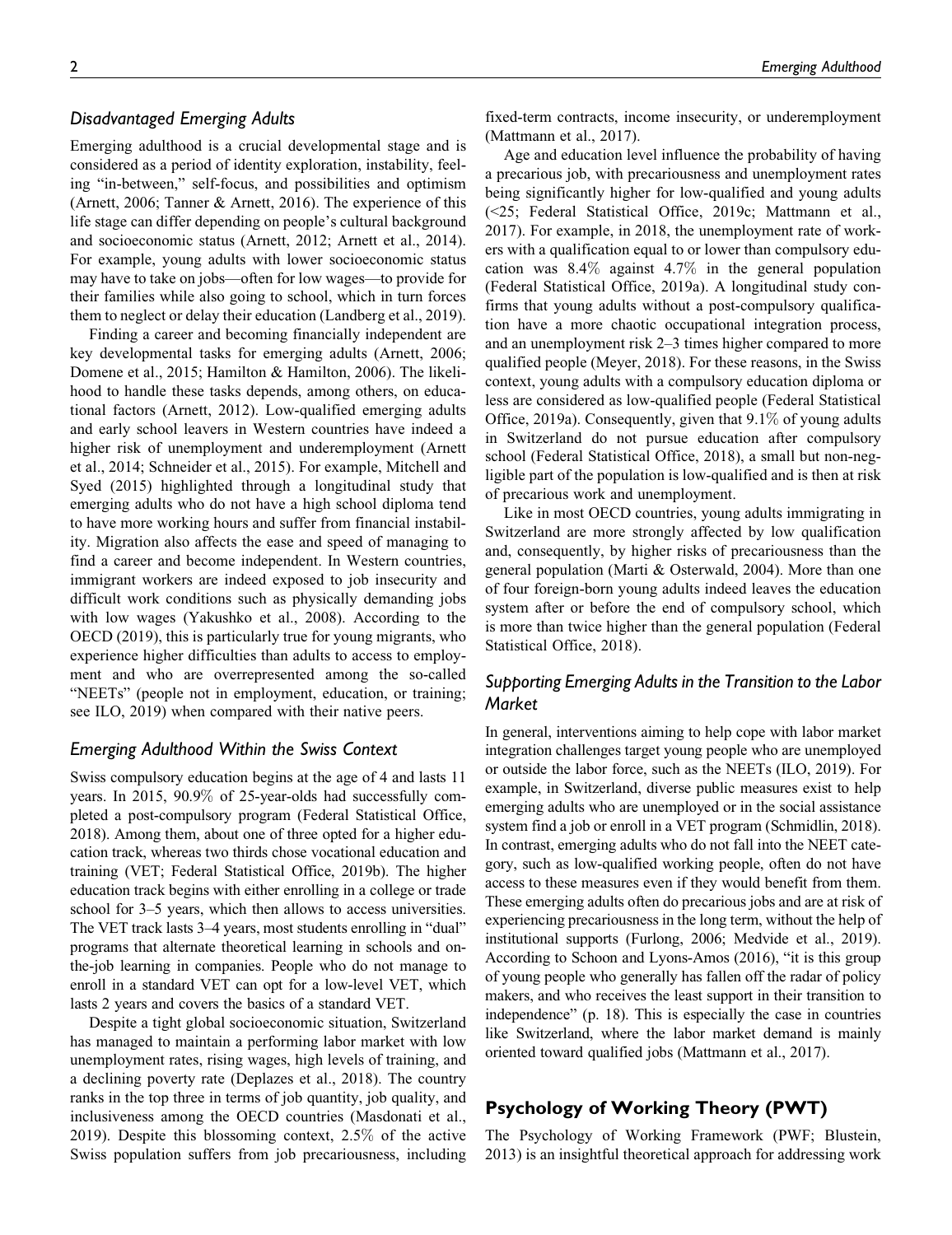### *Disadvantaged Emerging Adults*

Emerging adulthood is a crucial developmental stage and is considered as a period of identity exploration, instability, feeling "in-between," self-focus, and possibilities and optimism (Arnett, 2006; Tanner & Arnett, 2016). The experience of this life stage can differ depending on people's cultural background and socioeconomic status (Arnett, 2012; Arnett et al., 2014). For example, young adults with lower socioeconomic status may have to take on jobs—often for low wages—to provide for their families while also going to school, which in turn forces them to neglect or delay their education (Landberg et al., 2019).

Finding a career and becoming financially independent are key developmental tasks for emerging adults (Arnett, 2006; Domene et al., 2015; Hamilton & Hamilton, 2006). The likelihood to handle these tasks depends, among others, on educational factors (Arnett, 2012). Low-qualified emerging adults and early school leavers in Western countries have indeed a higher risk of unemployment and underemployment (Arnett et al., 2014; Schneider et al., 2015). For example, Mitchell and Syed (2015) highlighted through a longitudinal study that emerging adults who do not have a high school diploma tend to have more working hours and suffer from financial instability. Migration also affects the ease and speed of managing to find a career and become independent. In Western countries, immigrant workers are indeed exposed to job insecurity and difficult work conditions such as physically demanding jobs with low wages (Yakushko et al., 2008). According to the OECD (2019), this is particularly true for young migrants, who experience higher difficulties than adults to access to employment and who are overrepresented among the so-called "NEETs" (people not in employment, education, or training; see ILO, 2019) when compared with their native peers.

### *Emerging Adulthood Within the Swiss Context*

Swiss compulsory education begins at the age of 4 and lasts 11 years. In 2015, 90.9% of 25-year-olds had successfully completed a post-compulsory program (Federal Statistical Office, 2018). Among them, about one of three opted for a higher education track, whereas two thirds chose vocational education and training (VET; Federal Statistical Office, 2019b). The higher education track begins with either enrolling in a college or trade school for 3–5 years, which then allows to access universities. The VET track lasts 3–4 years, most students enrolling in "dual" programs that alternate theoretical learning in schools and on-the-job learning in companies. People who do not manage to enroll in a standard VET can opt for a low-level VET, which lasts 2 years and covers the basics of a standard VET.

Despite a tight global socioeconomic situation, Switzerland has managed to maintain a performing labor market with low unemployment rates, rising wages, high levels of training, and a declining poverty rate (Deplazes et al., 2018). The country ranks in the top three in terms of job quantity, job quality, and inclusiveness among the OECD countries (Masdonati et al., 2019). Despite this blossoming context, 2.5% of the active Swiss population suffers from job precariousness, including fixed-term contracts, income insecurity, or underemployment (Mattmann et al., 2017).

Age and education level influence the probability of having a precarious job, with precariousness and unemployment rates being significantly higher for low-qualified and young adults (<25; Federal Statistical Office, 2019c; Mattmann et al., 2017). For example, in 2018, the unemployment rate of workers with a qualification equal to or lower than compulsory education was 8.4% against 4.7% in the general population (Federal Statistical Office, 2019a). A longitudinal study confirms that young adults without a post-compulsory qualification have a more chaotic occupational integration process, and an unemployment risk 2–3 times higher compared to more qualified people (Meyer, 2018). For these reasons, in the Swiss context, young adults with a compulsory education diploma or less are considered as low-qualified people (Federal Statistical Office, 2019a). Consequently, given that 9.1% of young adults in Switzerland do not pursue education after compulsory school (Federal Statistical Office, 2018), a small but non-negligible part of the population is low-qualified and is then at risk of precarious work and unemployment.

Like in most OECD countries, young adults immigrating in Switzerland are more strongly affected by low qualification and, consequently, by higher risks of precariousness than the general population (Marti & Osterwald, 2004). More than one of four foreign-born young adults indeed leaves the education system after or before the end of compulsory school, which is more than twice higher than the general population (Federal Statistical Office, 2018).

### *Supporting Emerging Adults in the Transition to the Labor Market*

In general, interventions aiming to help cope with labor market integration challenges target young people who are unemployed or outside the labor force, such as the NEETs (ILO, 2019). For example, in Switzerland, diverse public measures exist to help emerging adults who are unemployed or in the social assistance system find a job or enroll in a VET program (Schmidlin, 2018). In contrast, emerging adults who do not fall into the NEET category, such as low-qualified working people, often do not have access to these measures even if they would benefit from them. These emerging adults often do precarious jobs and are at risk of experiencing precariousness in the long term, without the help of institutional supports (Furlong, 2006; Medvide et al., 2019). According to Schoon and Lyons-Amos (2016), "it is this group of young people who generally has fallen off the radar of policy makers, and who receives the least support in their transition to independence" (p. 18). This is especially the case in countries like Switzerland, where the labor market demand is mainly oriented toward qualified jobs (Mattmann et al., 2017).

## Psychology of Working Theory (PWT)

The Psychology of Working Framework (PWF; Blustein, 2013) is an insightful theoretical approach for addressing work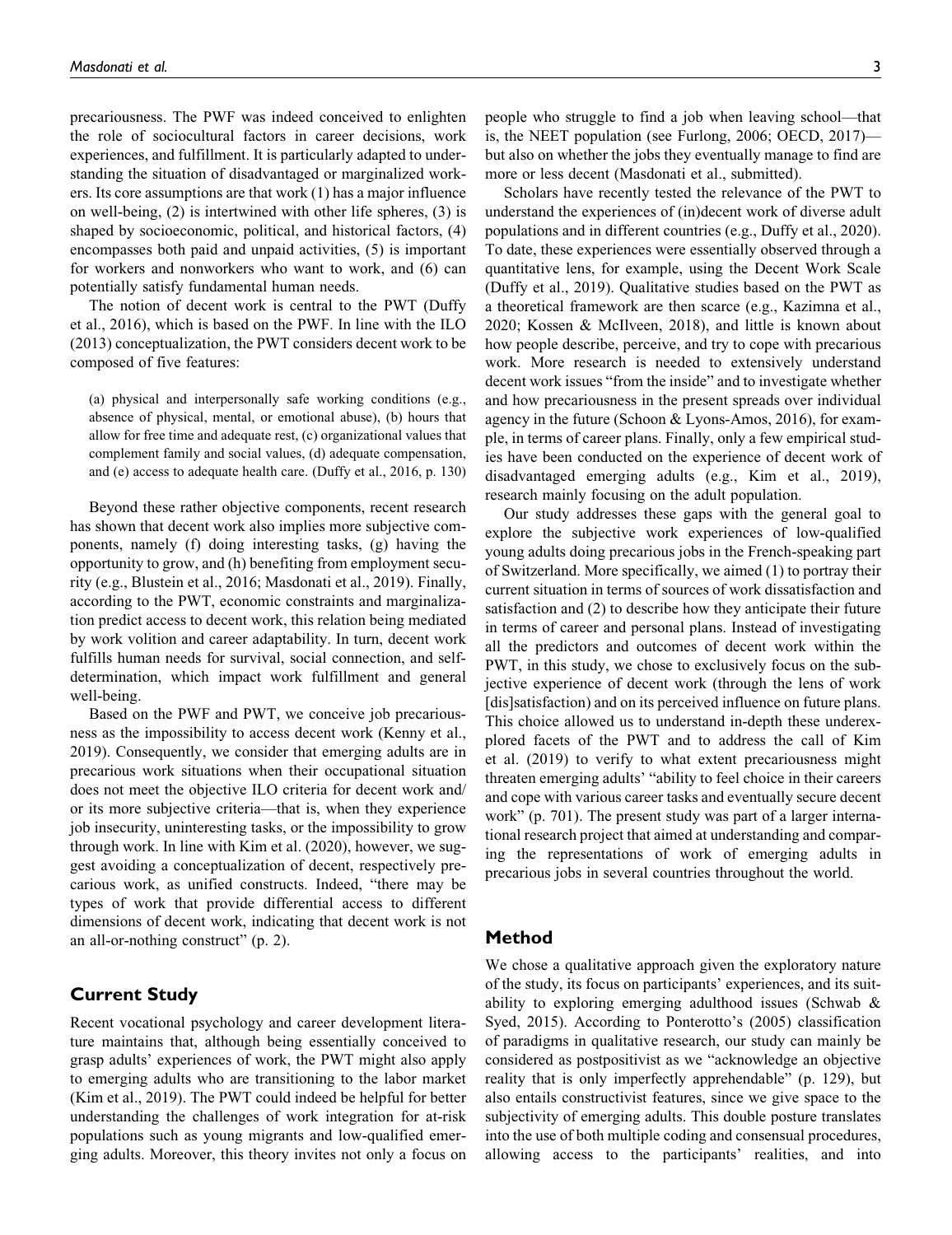precariousness. The PWF was indeed conceived to enlighten the role of sociocultural factors in career decisions, work experiences, and fulfillment. It is particularly adapted to understanding the situation of disadvantaged or marginalized workers. Its core assumptions are that work (1) has a major influence on well-being, (2) is intertwined with other life spheres, (3) is shaped by socioeconomic, political, and historical factors, (4) encompasses both paid and unpaid activities, (5) is important for workers and nonworkers who want to work, and (6) can potentially satisfy fundamental human needs.

The notion of decent work is central to the PWT (Duffy et al., 2016), which is based on the PWF. In line with the ILO (2013) conceptualization, the PWT considers decent work to be composed of five features:

> (a) physical and interpersonally safe working conditions (e.g., absence of physical, mental, or emotional abuse), (b) hours that allow for free time and adequate rest, (c) organizational values that complement family and social values, (d) adequate compensation, and (e) access to adequate health care. (Duffy et al., 2016, p. 130)

Beyond these rather objective components, recent research has shown that decent work also implies more subjective components, namely (f) doing interesting tasks, (g) having the opportunity to grow, and (h) benefiting from employment security (e.g., Blustein et al., 2016; Masdonati et al., 2019). Finally, according to the PWT, economic constraints and marginalization predict access to decent work, this relation being mediated by work volition and career adaptability. In turn, decent work fulfills human needs for survival, social connection, and self-determination, which impact work fulfillment and general well-being.

Based on the PWF and PWT, we conceive job precariousness as the impossibility to access decent work (Kenny et al., 2019). Consequently, we consider that emerging adults are in precarious work situations when their occupational situation does not meet the objective ILO criteria for decent work and/or its more subjective criteria—that is, when they experience job insecurity, uninteresting tasks, or the impossibility to grow through work. In line with Kim et al. (2020), however, we suggest avoiding a conceptualization of decent, respectively precarious work, as unified constructs. Indeed, "there may be types of work that provide differential access to different dimensions of decent work, indicating that decent work is not an all-or-nothing construct" (p. 2).

## Current Study

Recent vocational psychology and career development literature maintains that, although being essentially conceived to grasp adults' experiences of work, the PWT might also apply to emerging adults who are transitioning to the labor market (Kim et al., 2019). The PWT could indeed be helpful for better understanding the challenges of work integration for at-risk populations such as young migrants and low-qualified emerging adults. Moreover, this theory invites not only a focus on people who struggle to find a job when leaving school—that is, the NEET population (see Furlong, 2006; OECD, 2017)—but also on whether the jobs they eventually manage to find are more or less decent (Masdonati et al., submitted).

Scholars have recently tested the relevance of the PWT to understand the experiences of (in)decent work of diverse adult populations and in different countries (e.g., Duffy et al., 2020). To date, these experiences were essentially observed through a quantitative lens, for example, using the Decent Work Scale (Duffy et al., 2019). Qualitative studies based on the PWT as a theoretical framework are then scarce (e.g., Kazimna et al., 2020; Kossen & McIlveen, 2018), and little is known about how people describe, perceive, and try to cope with precarious work. More research is needed to extensively understand decent work issues "from the inside" and to investigate whether and how precariousness in the present spreads over individual agency in the future (Schoon & Lyons-Amos, 2016), for example, in terms of career plans. Finally, only a few empirical studies have been conducted on the experience of decent work of disadvantaged emerging adults (e.g., Kim et al., 2019), research mainly focusing on the adult population.

Our study addresses these gaps with the general goal to explore the subjective work experiences of low-qualified young adults doing precarious jobs in the French-speaking part of Switzerland. More specifically, we aimed (1) to portray their current situation in terms of sources of work dissatisfaction and satisfaction and (2) to describe how they anticipate their future in terms of career and personal plans. Instead of investigating all the predictors and outcomes of decent work within the PWT, in this study, we chose to exclusively focus on the subjective experience of decent work (through the lens of work [dis]satisfaction) and on its perceived influence on future plans. This choice allowed us to understand in-depth these underexplored facets of the PWT and to address the call of Kim et al. (2019) to verify to what extent precariousness might threaten emerging adults' "ability to feel choice in their careers and cope with various career tasks and eventually secure decent work" (p. 701). The present study was part of a larger international research project that aimed at understanding and comparing the representations of work of emerging adults in precarious jobs in several countries throughout the world.

## Method

We chose a qualitative approach given the exploratory nature of the study, its focus on participants' experiences, and its suitability to exploring emerging adulthood issues (Schwab & Syed, 2015). According to Ponterotto's (2005) classification of paradigms in qualitative research, our study can mainly be considered as postpositivist as we "acknowledge an objective reality that is only imperfectly apprehendable" (p. 129), but also entails constructivist features, since we give space to the subjectivity of emerging adults. This double posture translates into the use of both multiple coding and consensual procedures, allowing access to the participants' realities, and into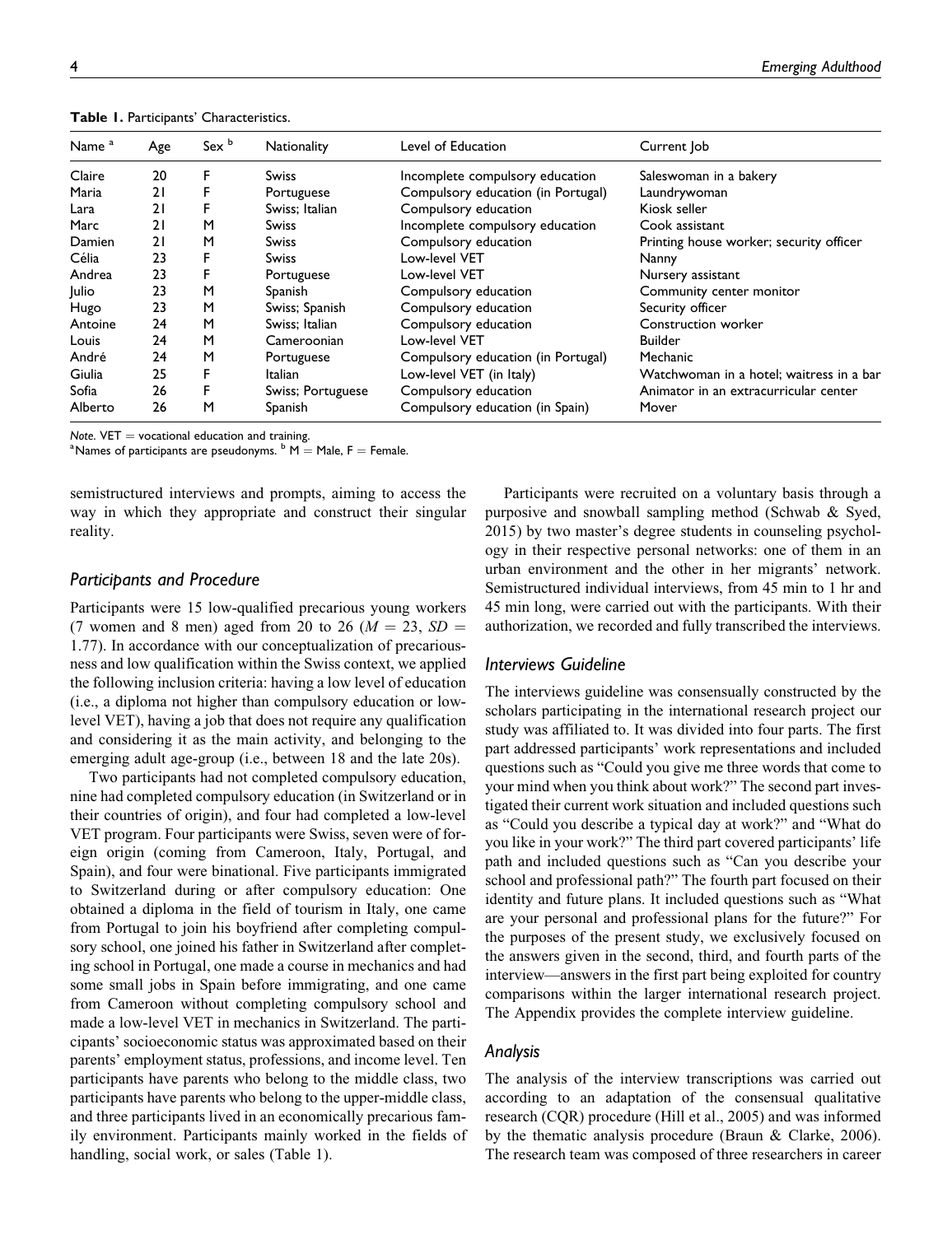**Table 1.** Participants' Characteristics.

| Name [a] | Age | Sex [b] | Nationality | Level of Education | Current Job |
|---|---|---|---|---|---|
| Claire | 20 | F | Swiss | Incomplete compulsory education | Saleswoman in a bakery |
| Maria | 21 | F | Portuguese | Compulsory education (in Portugal) | Laundrywoman |
| Lara | 21 | F | Swiss; Italian | Compulsory education | Kiosk seller |
| Marc | 21 | M | Swiss | Incomplete compulsory education | Cook assistant |
| Damien | 21 | M | Swiss | Compulsory education | Printing house worker; security officer |
| Célia | 23 | F | Swiss | Low-level VET | Nanny |
| Andrea | 23 | F | Portuguese | Low-level VET | Nursery assistant |
| Julio | 23 | M | Spanish | Compulsory education | Community center monitor |
| Hugo | 23 | M | Swiss; Spanish | Compulsory education | Security officer |
| Antoine | 24 | M | Swiss; Italian | Compulsory education | Construction worker |
| Louis | 24 | M | Cameroonian | Low-level VET | Builder |
| André | 24 | M | Portuguese | Compulsory education (in Portugal) | Mechanic |
| Giulia | 25 | F | Italian | Low-level VET (in Italy) | Watchwoman in a hotel; waitress in a bar |
| Sofia | 26 | F | Swiss; Portuguese | Compulsory education | Animator in an extracurricular center |
| Alberto | 26 | M | Spanish | Compulsory education (in Spain) | Mover |

*Note.* VET = vocational education and training.
[a]Names of participants are pseudonyms. [b] M = Male, F = Female.

semistructured interviews and prompts, aiming to access the way in which they appropriate and construct their singular reality.

### Participants and Procedure

Participants were 15 low-qualified precarious young workers (7 women and 8 men) aged from 20 to 26 ($M = 23$, $SD = 1.77$). In accordance with our conceptualization of precariousness and low qualification within the Swiss context, we applied the following inclusion criteria: having a low level of education (i.e., a diploma not higher than compulsory education or low-level VET), having a job that does not require any qualification and considering it as the main activity, and belonging to the emerging adult age-group (i.e., between 18 and the late 20s).

Two participants had not completed compulsory education, nine had completed compulsory education (in Switzerland or in their countries of origin), and four had completed a low-level VET program. Four participants were Swiss, seven were of foreign origin (coming from Cameroon, Italy, Portugal, and Spain), and four were binational. Five participants immigrated to Switzerland during or after compulsory education: One obtained a diploma in the field of tourism in Italy, one came from Portugal to join his boyfriend after completing compulsory school, one joined his father in Switzerland after completing school in Portugal, one made a course in mechanics and had some small jobs in Spain before immigrating, and one came from Cameroon without completing compulsory school and made a low-level VET in mechanics in Switzerland. The participants' socioeconomic status was approximated based on their parents' employment status, professions, and income level. Ten participants have parents who belong to the middle class, two participants have parents who belong to the upper-middle class, and three participants lived in an economically precarious family environment. Participants mainly worked in the fields of handling, social work, or sales (Table 1).

Participants were recruited on a voluntary basis through a purposive and snowball sampling method (Schwab & Syed, 2015) by two master's degree students in counseling psychology in their respective personal networks: one of them in an urban environment and the other in her migrants' network. Semistructured individual interviews, from 45 min to 1 hr and 45 min long, were carried out with the participants. With their authorization, we recorded and fully transcribed the interviews.

### Interviews Guideline

The interviews guideline was consensually constructed by the scholars participating in the international research project our study was affiliated to. It was divided into four parts. The first part addressed participants' work representations and included questions such as "Could you give me three words that come to your mind when you think about work?" The second part investigated their current work situation and included questions such as "Could you describe a typical day at work?" and "What do you like in your work?" The third part covered participants' life path and included questions such as "Can you describe your school and professional path?" The fourth part focused on their identity and future plans. It included questions such as "What are your personal and professional plans for the future?" For the purposes of the present study, we exclusively focused on the answers given in the second, third, and fourth parts of the interview—answers in the first part being exploited for country comparisons within the larger international research project. The Appendix provides the complete interview guideline.

### Analysis

The analysis of the interview transcriptions was carried out according to an adaptation of the consensual qualitative research (CQR) procedure (Hill et al., 2005) and was informed by the thematic analysis procedure (Braun & Clarke, 2006). The research team was composed of three researchers in career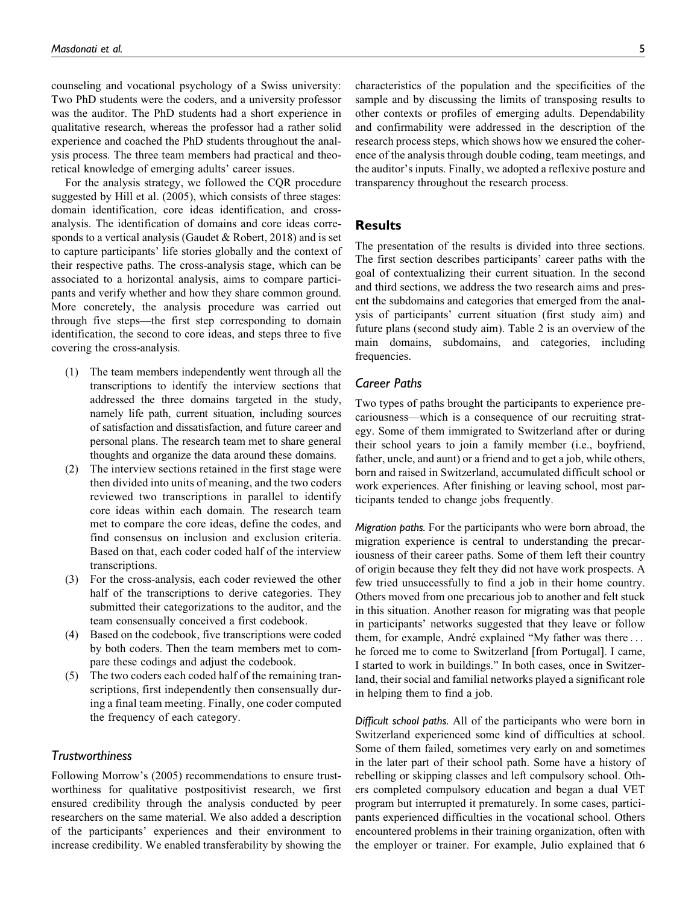counseling and vocational psychology of a Swiss university: Two PhD students were the coders, and a university professor was the auditor. The PhD students had a short experience in qualitative research, whereas the professor had a rather solid experience and coached the PhD students throughout the analysis process. The three team members had practical and theoretical knowledge of emerging adults' career issues.

For the analysis strategy, we followed the CQR procedure suggested by Hill et al. (2005), which consists of three stages: domain identification, core ideas identification, and cross-analysis. The identification of domains and core ideas corresponds to a vertical analysis (Gaudet & Robert, 2018) and is set to capture participants' life stories globally and the context of their respective paths. The cross-analysis stage, which can be associated to a horizontal analysis, aims to compare participants and verify whether and how they share common ground. More concretely, the analysis procedure was carried out through five steps—the first step corresponding to domain identification, the second to core ideas, and steps three to five covering the cross-analysis.

1. The team members independently went through all the transcriptions to identify the interview sections that addressed the three domains targeted in the study, namely life path, current situation, including sources of satisfaction and dissatisfaction, and future career and personal plans. The research team met to share general thoughts and organize the data around these domains.
2. The interview sections retained in the first stage were then divided into units of meaning, and the two coders reviewed two transcriptions in parallel to identify core ideas within each domain. The research team met to compare the core ideas, define the codes, and find consensus on inclusion and exclusion criteria. Based on that, each coder coded half of the interview transcriptions.
3. For the cross-analysis, each coder reviewed the other half of the transcriptions to derive categories. They submitted their categorizations to the auditor, and the team consensually conceived a first codebook.
4. Based on the codebook, five transcriptions were coded by both coders. Then the team members met to compare these codings and adjust the codebook.
5. The two coders each coded half of the remaining transcriptions, first independently then consensually during a final team meeting. Finally, one coder computed the frequency of each category.

### *Trustworthiness*

Following Morrow's (2005) recommendations to ensure trustworthiness for qualitative postpositivist research, we first ensured credibility through the analysis conducted by peer researchers on the same material. We also added a description of the participants' experiences and their environment to increase credibility. We enabled transferability by showing the characteristics of the population and the specificities of the sample and by discussing the limits of transposing results to other contexts or profiles of emerging adults. Dependability and confirmability were addressed in the description of the research process steps, which shows how we ensured the coherence of the analysis through double coding, team meetings, and the auditor's inputs. Finally, we adopted a reflexive posture and transparency throughout the research process.

## Results

The presentation of the results is divided into three sections. The first section describes participants' career paths with the goal of contextualizing their current situation. In the second and third sections, we address the two research aims and present the subdomains and categories that emerged from the analysis of participants' current situation (first study aim) and future plans (second study aim). Table 2 is an overview of the main domains, subdomains, and categories, including frequencies.

### *Career Paths*

Two types of paths brought the participants to experience precariousness—which is a consequence of our recruiting strategy. Some of them immigrated to Switzerland after or during their school years to join a family member (i.e., boyfriend, father, uncle, and aunt) or a friend and to get a job, while others, born and raised in Switzerland, accumulated difficult school or work experiences. After finishing or leaving school, most participants tended to change jobs frequently.

*Migration paths.* For the participants who were born abroad, the migration experience is central to understanding the precariousness of their career paths. Some of them left their country of origin because they felt they did not have work prospects. A few tried unsuccessfully to find a job in their home country. Others moved from one precarious job to another and felt stuck in this situation. Another reason for migrating was that people in participants' networks suggested that they leave or follow them, for example, André explained "My father was there . . . he forced me to come to Switzerland [from Portugal]. I came, I started to work in buildings." In both cases, once in Switzerland, their social and familial networks played a significant role in helping them to find a job.

*Difficult school paths.* All of the participants who were born in Switzerland experienced some kind of difficulties at school. Some of them failed, sometimes very early on and sometimes in the later part of their school path. Some have a history of rebelling or skipping classes and left compulsory school. Others completed compulsory education and began a dual VET program but interrupted it prematurely. In some cases, participants experienced difficulties in the vocational school. Others encountered problems in their training organization, often with the employer or trainer. For example, Julio explained that 6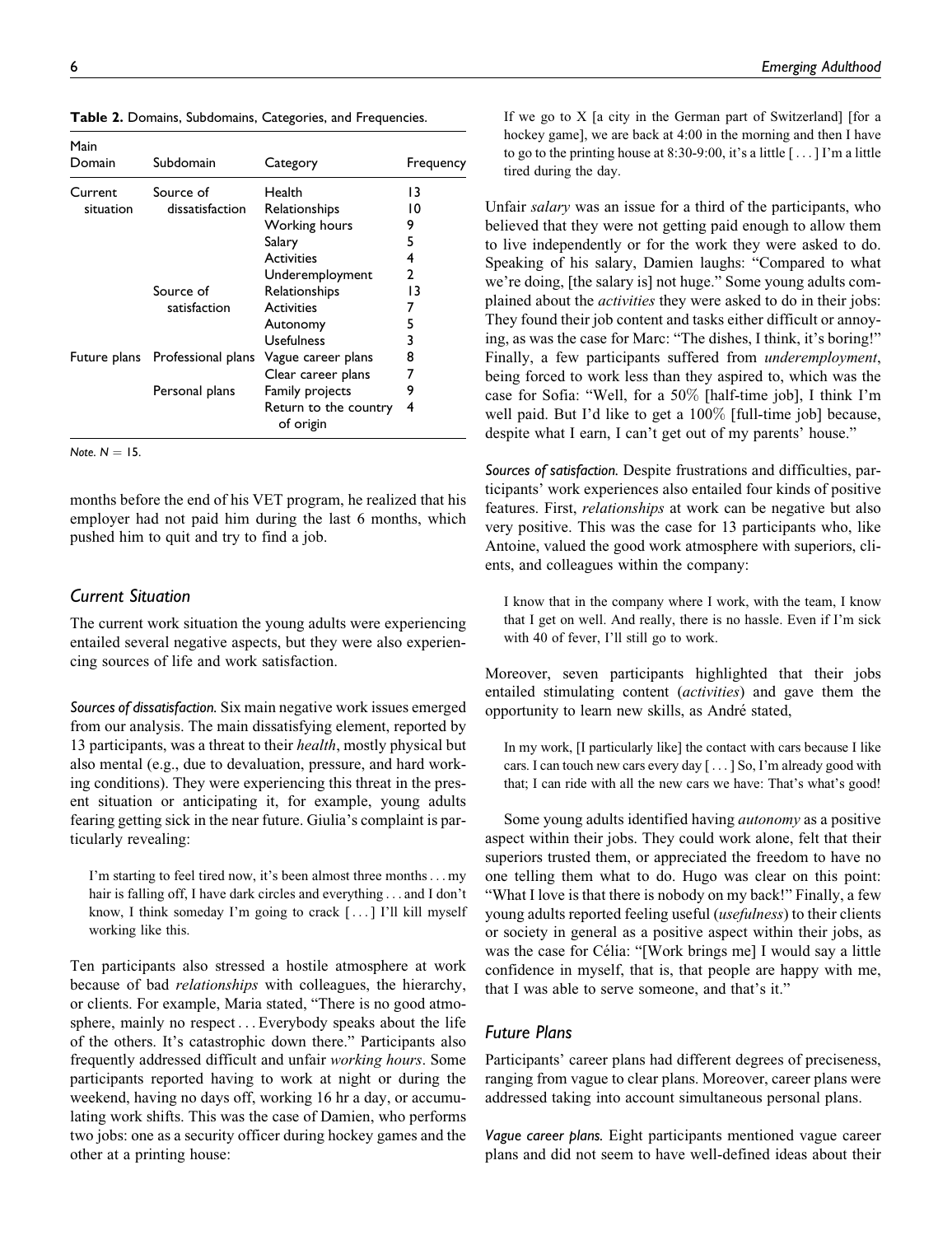**Table 2.** Domains, Subdomains, Categories, and Frequencies.

| Main Domain | Subdomain | Category | Frequency |
|---|---|---|---|
| Current situation | Source of dissatisfaction | Health | 13 |
| | | Relationships | 10 |
| | | Working hours | 9 |
| | | Salary | 5 |
| | | Activities | 4 |
| | | Underemployment | 2 |
| | Source of satisfaction | Relationships | 13 |
| | | Activities | 7 |
| | | Autonomy | 5 |
| | | Usefulness | 3 |
| Future plans | Professional plans | Vague career plans | 8 |
| | | Clear career plans | 7 |
| | Personal plans | Family projects | 9 |
| | | Return to the country of origin | 4 |

*Note.* $N = 15$.

months before the end of his VET program, he realized that his employer had not paid him during the last 6 months, which pushed him to quit and try to find a job.

## Current Situation

The current work situation the young adults were experiencing entailed several negative aspects, but they were also experiencing sources of life and work satisfaction.

*Sources of dissatisfaction.* Six main negative work issues emerged from our analysis. The main dissatisfying element, reported by 13 participants, was a threat to their *health*, mostly physical but also mental (e.g., due to devaluation, pressure, and hard working conditions). They were experiencing this threat in the present situation or anticipating it, for example, young adults fearing getting sick in the near future. Giulia's complaint is particularly revealing:

> I'm starting to feel tired now, it's been almost three months . . . my hair is falling off, I have dark circles and everything . . . and I don't know, I think someday I'm going to crack [ . . . ] I'll kill myself working like this.

Ten participants also stressed a hostile atmosphere at work because of bad *relationships* with colleagues, the hierarchy, or clients. For example, Maria stated, "There is no good atmosphere, mainly no respect . . . Everybody speaks about the life of the others. It's catastrophic down there." Participants also frequently addressed difficult and unfair *working hours*. Some participants reported having to work at night or during the weekend, having no days off, working 16 hr a day, or accumulating work shifts. This was the case of Damien, who performs two jobs: one as a security officer during hockey games and the other at a printing house:

> If we go to X [a city in the German part of Switzerland] [for a hockey game], we are back at 4:00 in the morning and then I have to go to the printing house at 8:30-9:00, it's a little [ . . . ] I'm a little tired during the day.

Unfair *salary* was an issue for a third of the participants, who believed that they were not getting paid enough to allow them to live independently or for the work they were asked to do. Speaking of his salary, Damien laughs: "Compared to what we're doing, [the salary is] not huge." Some young adults complained about the *activities* they were asked to do in their jobs: They found their job content and tasks either difficult or annoying, as was the case for Marc: "The dishes, I think, it's boring!" Finally, a few participants suffered from *underemployment*, being forced to work less than they aspired to, which was the case for Sofia: "Well, for a 50% [half-time job], I think I'm well paid. But I'd like to get a 100% [full-time job] because, despite what I earn, I can't get out of my parents' house."

*Sources of satisfaction.* Despite frustrations and difficulties, participants' work experiences also entailed four kinds of positive features. First, *relationships* at work can be negative but also very positive. This was the case for 13 participants who, like Antoine, valued the good work atmosphere with superiors, clients, and colleagues within the company:

> I know that in the company where I work, with the team, I know that I get on well. And really, there is no hassle. Even if I'm sick with 40 of fever, I'll still go to work.

Moreover, seven participants highlighted that their jobs entailed stimulating content (*activities*) and gave them the opportunity to learn new skills, as André stated,

> In my work, [I particularly like] the contact with cars because I like cars. I can touch new cars every day [ . . . ] So, I'm already good with that; I can ride with all the new cars we have: That's what's good!

Some young adults identified having *autonomy* as a positive aspect within their jobs. They could work alone, felt that their superiors trusted them, or appreciated the freedom to have no one telling them what to do. Hugo was clear on this point: "What I love is that there is nobody on my back!" Finally, a few young adults reported feeling useful (*usefulness*) to their clients or society in general as a positive aspect within their jobs, as was the case for Célia: "[Work brings me] I would say a little confidence in myself, that is, that people are happy with me, that I was able to serve someone, and that's it."

## Future Plans

Participants' career plans had different degrees of preciseness, ranging from vague to clear plans. Moreover, career plans were addressed taking into account simultaneous personal plans.

*Vague career plans.* Eight participants mentioned vague career plans and did not seem to have well-defined ideas about their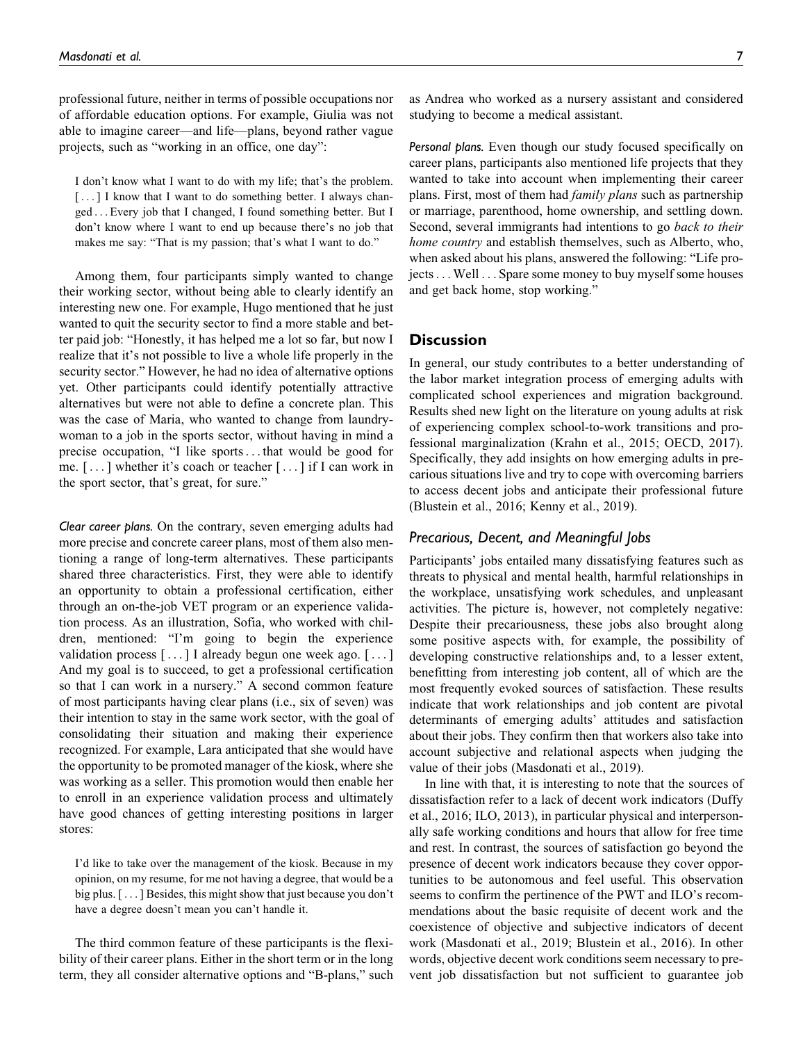professional future, neither in terms of possible occupations nor of affordable education options. For example, Giulia was not able to imagine career—and life—plans, beyond rather vague projects, such as "working in an office, one day":

> I don't know what I want to do with my life; that's the problem. [ . . . ] I know that I want to do something better. I always changed . . . Every job that I changed, I found something better. But I don't know where I want to end up because there's no job that makes me say: "That is my passion; that's what I want to do."

Among them, four participants simply wanted to change their working sector, without being able to clearly identify an interesting new one. For example, Hugo mentioned that he just wanted to quit the security sector to find a more stable and better paid job: "Honestly, it has helped me a lot so far, but now I realize that it's not possible to live a whole life properly in the security sector." However, he had no idea of alternative options yet. Other participants could identify potentially attractive alternatives but were not able to define a concrete plan. This was the case of Maria, who wanted to change from laundrywoman to a job in the sports sector, without having in mind a precise occupation, "I like sports . . . that would be good for me. [ . . . ] whether it's coach or teacher [ . . . ] if I can work in the sport sector, that's great, for sure."

*Clear career plans.* On the contrary, seven emerging adults had more precise and concrete career plans, most of them also mentioning a range of long-term alternatives. These participants shared three characteristics. First, they were able to identify an opportunity to obtain a professional certification, either through an on-the-job VET program or an experience validation process. As an illustration, Sofia, who worked with children, mentioned: "I'm going to begin the experience validation process [ . . . ] I already begun one week ago. [ . . . ] And my goal is to succeed, to get a professional certification so that I can work in a nursery." A second common feature of most participants having clear plans (i.e., six of seven) was their intention to stay in the same work sector, with the goal of consolidating their situation and making their experience recognized. For example, Lara anticipated that she would have the opportunity to be promoted manager of the kiosk, where she was working as a seller. This promotion would then enable her to enroll in an experience validation process and ultimately have good chances of getting interesting positions in larger stores:

> I'd like to take over the management of the kiosk. Because in my opinion, on my resume, for me not having a degree, that would be a big plus. [ . . . ] Besides, this might show that just because you don't have a degree doesn't mean you can't handle it.

The third common feature of these participants is the flexibility of their career plans. Either in the short term or in the long term, they all consider alternative options and "B-plans," such as Andrea who worked as a nursery assistant and considered studying to become a medical assistant.

*Personal plans.* Even though our study focused specifically on career plans, participants also mentioned life projects that they wanted to take into account when implementing their career plans. First, most of them had *family plans* such as partnership or marriage, parenthood, home ownership, and settling down. Second, several immigrants had intentions to go *back to their home country* and establish themselves, such as Alberto, who, when asked about his plans, answered the following: "Life projects . . . Well . . . Spare some money to buy myself some houses and get back home, stop working."

## Discussion

In general, our study contributes to a better understanding of the labor market integration process of emerging adults with complicated school experiences and migration background. Results shed new light on the literature on young adults at risk of experiencing complex school-to-work transitions and professional marginalization (Krahn et al., 2015; OECD, 2017). Specifically, they add insights on how emerging adults in precarious situations live and try to cope with overcoming barriers to access decent jobs and anticipate their professional future (Blustein et al., 2016; Kenny et al., 2019).

### Precarious, Decent, and Meaningful Jobs

Participants' jobs entailed many dissatisfying features such as threats to physical and mental health, harmful relationships in the workplace, unsatisfying work schedules, and unpleasant activities. The picture is, however, not completely negative: Despite their precariousness, these jobs also brought along some positive aspects with, for example, the possibility of developing constructive relationships and, to a lesser extent, benefitting from interesting job content, all of which are the most frequently evoked sources of satisfaction. These results indicate that work relationships and job content are pivotal determinants of emerging adults' attitudes and satisfaction about their jobs. They confirm then that workers also take into account subjective and relational aspects when judging the value of their jobs (Masdonati et al., 2019).

In line with that, it is interesting to note that the sources of dissatisfaction refer to a lack of decent work indicators (Duffy et al., 2016; ILO, 2013), in particular physical and interpersonally safe working conditions and hours that allow for free time and rest. In contrast, the sources of satisfaction go beyond the presence of decent work indicators because they cover opportunities to be autonomous and feel useful. This observation seems to confirm the pertinence of the PWT and ILO's recommendations about the basic requisite of decent work and the coexistence of objective and subjective indicators of decent work (Masdonati et al., 2019; Blustein et al., 2016). In other words, objective decent work conditions seem necessary to prevent job dissatisfaction but not sufficient to guarantee job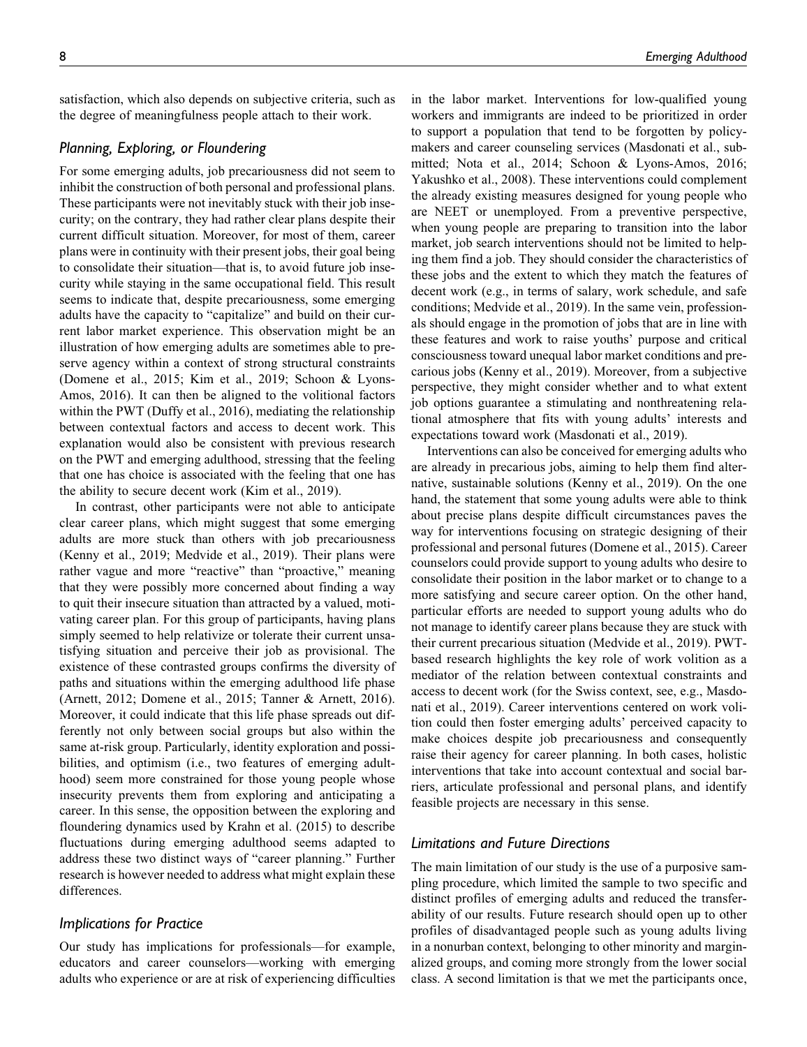satisfaction, which also depends on subjective criteria, such as the degree of meaningfulness people attach to their work.

### *Planning, Exploring, or Floundering*

For some emerging adults, job precariousness did not seem to inhibit the construction of both personal and professional plans. These participants were not inevitably stuck with their job insecurity; on the contrary, they had rather clear plans despite their current difficult situation. Moreover, for most of them, career plans were in continuity with their present jobs, their goal being to consolidate their situation—that is, to avoid future job insecurity while staying in the same occupational field. This result seems to indicate that, despite precariousness, some emerging adults have the capacity to "capitalize" and build on their current labor market experience. This observation might be an illustration of how emerging adults are sometimes able to preserve agency within a context of strong structural constraints (Domene et al., 2015; Kim et al., 2019; Schoon & Lyons-Amos, 2016). It can then be aligned to the volitional factors within the PWT (Duffy et al., 2016), mediating the relationship between contextual factors and access to decent work. This explanation would also be consistent with previous research on the PWT and emerging adulthood, stressing that the feeling that one has choice is associated with the feeling that one has the ability to secure decent work (Kim et al., 2019).

In contrast, other participants were not able to anticipate clear career plans, which might suggest that some emerging adults are more stuck than others with job precariousness (Kenny et al., 2019; Medvide et al., 2019). Their plans were rather vague and more "reactive" than "proactive," meaning that they were possibly more concerned about finding a way to quit their insecure situation than attracted by a valued, motivating career plan. For this group of participants, having plans simply seemed to help relativize or tolerate their current unsatisfying situation and perceive their job as provisional. The existence of these contrasted groups confirms the diversity of paths and situations within the emerging adulthood life phase (Arnett, 2012; Domene et al., 2015; Tanner & Arnett, 2016). Moreover, it could indicate that this life phase spreads out differently not only between social groups but also within the same at-risk group. Particularly, identity exploration and possibilities, and optimism (i.e., two features of emerging adulthood) seem more constrained for those young people whose insecurity prevents them from exploring and anticipating a career. In this sense, the opposition between the exploring and floundering dynamics used by Krahn et al. (2015) to describe fluctuations during emerging adulthood seems adapted to address these two distinct ways of "career planning." Further research is however needed to address what might explain these differences.

### *Implications for Practice*

Our study has implications for professionals—for example, educators and career counselors—working with emerging adults who experience or are at risk of experiencing difficulties in the labor market. Interventions for low-qualified young workers and immigrants are indeed to be prioritized in order to support a population that tend to be forgotten by policymakers and career counseling services (Masdonati et al., submitted; Nota et al., 2014; Schoon & Lyons-Amos, 2016; Yakushko et al., 2008). These interventions could complement the already existing measures designed for young people who are NEET or unemployed. From a preventive perspective, when young people are preparing to transition into the labor market, job search interventions should not be limited to helping them find a job. They should consider the characteristics of these jobs and the extent to which they match the features of decent work (e.g., in terms of salary, work schedule, and safe conditions; Medvide et al., 2019). In the same vein, professionals should engage in the promotion of jobs that are in line with these features and work to raise youths' purpose and critical consciousness toward unequal labor market conditions and precarious jobs (Kenny et al., 2019). Moreover, from a subjective perspective, they might consider whether and to what extent job options guarantee a stimulating and nonthreatening relational atmosphere that fits with young adults' interests and expectations toward work (Masdonati et al., 2019).

Interventions can also be conceived for emerging adults who are already in precarious jobs, aiming to help them find alternative, sustainable solutions (Kenny et al., 2019). On the one hand, the statement that some young adults were able to think about precise plans despite difficult circumstances paves the way for interventions focusing on strategic designing of their professional and personal futures (Domene et al., 2015). Career counselors could provide support to young adults who desire to consolidate their position in the labor market or to change to a more satisfying and secure career option. On the other hand, particular efforts are needed to support young adults who do not manage to identify career plans because they are stuck with their current precarious situation (Medvide et al., 2019). PWT-based research highlights the key role of work volition as a mediator of the relation between contextual constraints and access to decent work (for the Swiss context, see, e.g., Masdonati et al., 2019). Career interventions centered on work volition could then foster emerging adults' perceived capacity to make choices despite job precariousness and consequently raise their agency for career planning. In both cases, holistic interventions that take into account contextual and social barriers, articulate professional and personal plans, and identify feasible projects are necessary in this sense.

### *Limitations and Future Directions*

The main limitation of our study is the use of a purposive sampling procedure, which limited the sample to two specific and distinct profiles of emerging adults and reduced the transferability of our results. Future research should open up to other profiles of disadvantaged people such as young adults living in a nonurban context, belonging to other minority and marginalized groups, and coming more strongly from the lower social class. A second limitation is that we met the participants once,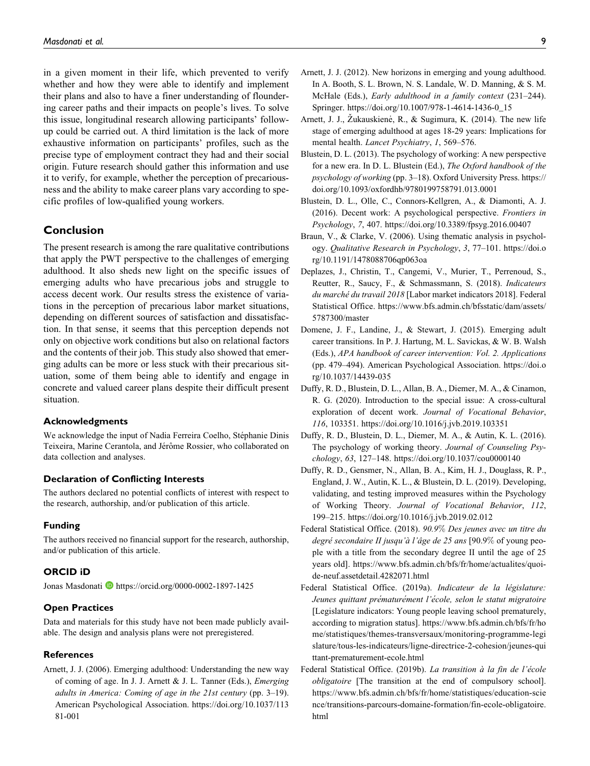in a given moment in their life, which prevented to verify whether and how they were able to identify and implement their plans and also to have a finer understanding of floundering career paths and their impacts on people's lives. To solve this issue, longitudinal research allowing participants' follow-up could be carried out. A third limitation is the lack of more exhaustive information on participants' profiles, such as the precise type of employment contract they had and their social origin. Future research should gather this information and use it to verify, for example, whether the perception of precariousness and the ability to make career plans vary according to specific profiles of low-qualified young workers.

## Conclusion

The present research is among the rare qualitative contributions that apply the PWT perspective to the challenges of emerging adulthood. It also sheds new light on the specific issues of emerging adults who have precarious jobs and struggle to access decent work. Our results stress the existence of variations in the perception of precarious labor market situations, depending on different sources of satisfaction and dissatisfaction. In that sense, it seems that this perception depends not only on objective work conditions but also on relational factors and the contents of their job. This study also showed that emerging adults can be more or less stuck with their precarious situation, some of them being able to identify and engage in concrete and valued career plans despite their difficult present situation.

### Acknowledgments

We acknowledge the input of Nadia Ferreira Coelho, Stéphanie Dinis Teixeira, Marine Cerantola, and Jérôme Rossier, who collaborated on data collection and analyses.

### Declaration of Conflicting Interests

The authors declared no potential conflicts of interest with respect to the research, authorship, and/or publication of this article.

### Funding

The authors received no financial support for the research, authorship, and/or publication of this article.

### ORCID iD

Jonas Masdonati https://orcid.org/0000-0002-1897-1425

### Open Practices

Data and materials for this study have not been made publicly available. The design and analysis plans were not preregistered.

### References

Arnett, J. J. (2006). Emerging adulthood: Understanding the new way of coming of age. In J. J. Arnett & J. L. Tanner (Eds.), *Emerging adults in America: Coming of age in the 21st century* (pp. 3–19). American Psychological Association. https://doi.org/10.1037/11381-001

Arnett, J. J. (2012). New horizons in emerging and young adulthood. In A. Booth, S. L. Brown, N. S. Landale, W. D. Manning, & S. M. McHale (Eds.), *Early adulthood in a family context* (231–244). Springer. https://doi.org/10.1007/978-1-4614-1436-0_15

Arnett, J. J., Žukauskienė, R., & Sugimura, K. (2014). The new life stage of emerging adulthood at ages 18-29 years: Implications for mental health. *Lancet Psychiatry*, *1*, 569–576.

Blustein, D. L. (2013). The psychology of working: A new perspective for a new era. In D. L. Blustein (Ed.), *The Oxford handbook of the psychology of working* (pp. 3–18). Oxford University Press. https://doi.org/10.1093/oxfordhb/9780199758791.013.0001

Blustein, D. L., Olle, C., Connors-Kellgren, A., & Diamonti, A. J. (2016). Decent work: A psychological perspective. *Frontiers in Psychology*, *7*, 407. https://doi.org/10.3389/fpsyg.2016.00407

Braun, V., & Clarke, V. (2006). Using thematic analysis in psychology. *Qualitative Research in Psychology*, *3*, 77–101. https://doi.org/10.1191/1478088706qp063oa

Deplazes, J., Christin, T., Cangemi, V., Murier, T., Perrenoud, S., Reutter, R., Saucy, F., & Schmassmann, S. (2018). *Indicateurs du marché du travail 2018* [Labor market indicators 2018]. Federal Statistical Office. https://www.bfs.admin.ch/bfsstatic/dam/assets/5787300/master

Domene, J. F., Landine, J., & Stewart, J. (2015). Emerging adult career transitions. In P. J. Hartung, M. L. Savickas, & W. B. Walsh (Eds.), *APA handbook of career intervention: Vol. 2. Applications* (pp. 479–494). American Psychological Association. https://doi.org/10.1037/14439-035

Duffy, R. D., Blustein, D. L., Allan, B. A., Diemer, M. A., & Cinamon, R. G. (2020). Introduction to the special issue: A cross-cultural exploration of decent work. *Journal of Vocational Behavior*, *116*, 103351. https://doi.org/10.1016/j.jvb.2019.103351

Duffy, R. D., Blustein, D. L., Diemer, M. A., & Autin, K. L. (2016). The psychology of working theory. *Journal of Counseling Psychology*, *63*, 127–148. https://doi.org/10.1037/cou0000140

Duffy, R. D., Gensmer, N., Allan, B. A., Kim, H. J., Douglass, R. P., England, J. W., Autin, K. L., & Blustein, D. L. (2019). Developing, validating, and testing improved measures within the Psychology of Working Theory. *Journal of Vocational Behavior*, *112*, 199–215. https://doi.org/10.1016/j.jvb.2019.02.012

Federal Statistical Office. (2018). *90.9% Des jeunes avec un titre du degré secondaire II jusqu'à l'âge de 25 ans* [90.9% of young people with a title from the secondary degree II until the age of 25 years old]. https://www.bfs.admin.ch/bfs/fr/home/actualites/quoi-de-neuf.assetdetail.4282071.html

Federal Statistical Office. (2019a). *Indicateur de la législature: Jeunes quittant prématurément l'école, selon le statut migratoire* [Legislature indicators: Young people leaving school prematurely, according to migration status]. https://www.bfs.admin.ch/bfs/fr/home/statistiques/themes-transversaux/monitoring-programme-legislature/tous-les-indicateurs/ligne-directrice-2-cohesion/jeunes-quittant-prematurement-ecole.html

Federal Statistical Office. (2019b). *La transition à la fin de l'école obligatoire* [The transition at the end of compulsory school]. https://www.bfs.admin.ch/bfs/fr/home/statistiques/education-science/transitions-parcours-domaine-formation/fin-ecole-obligatoire.html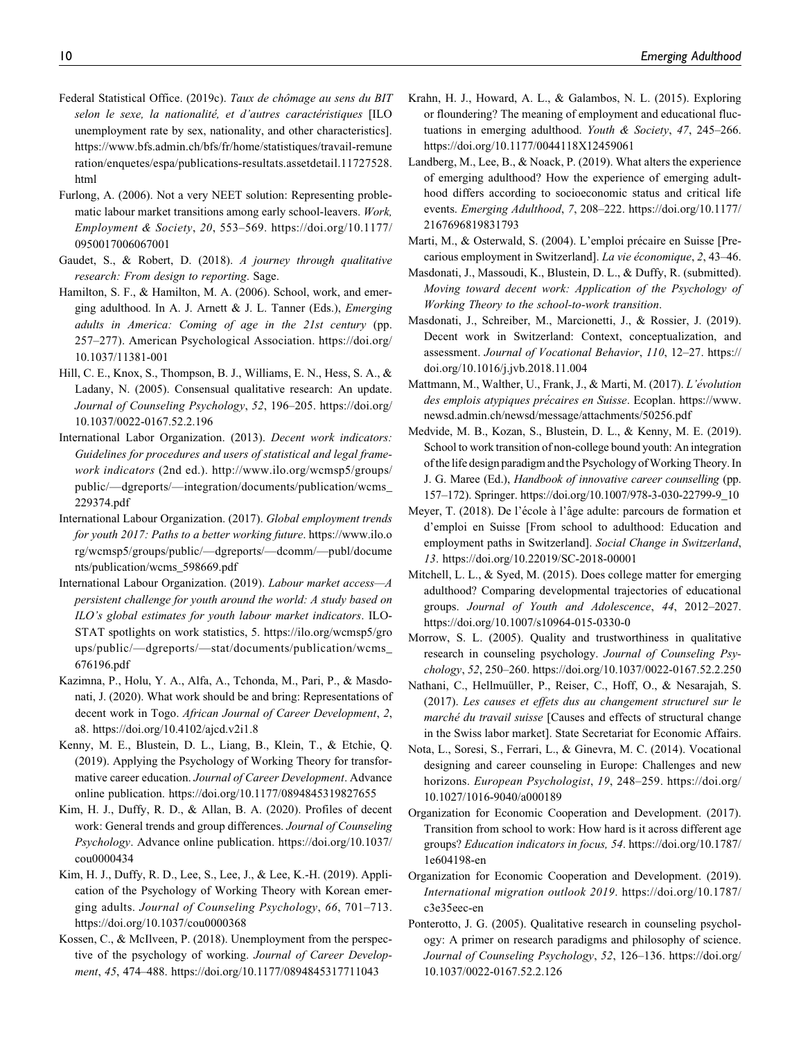Federal Statistical Office. (2019c). *Taux de chômage au sens du BIT selon le sexe, la nationalité, et d'autres caractéristiques* [ILO unemployment rate by sex, nationality, and other characteristics]. https://www.bfs.admin.ch/bfs/fr/home/statistiques/travail-remuneration/enquetes/espa/publications-resultats.assetdetail.11727528.html

Furlong, A. (2006). Not a very NEET solution: Representing problematic labour market transitions among early school-leavers. *Work, Employment & Society*, *20*, 553–569. https://doi.org/10.1177/0950017006067001

Gaudet, S., & Robert, D. (2018). *A journey through qualitative research: From design to reporting*. Sage.

Hamilton, S. F., & Hamilton, M. A. (2006). School, work, and emerging adulthood. In A. J. Arnett & J. L. Tanner (Eds.), *Emerging adults in America: Coming of age in the 21st century* (pp. 257–277). American Psychological Association. https://doi.org/10.1037/11381-001

Hill, C. E., Knox, S., Thompson, B. J., Williams, E. N., Hess, S. A., & Ladany, N. (2005). Consensual qualitative research: An update. *Journal of Counseling Psychology*, *52*, 196–205. https://doi.org/10.1037/0022-0167.52.2.196

International Labor Organization. (2013). *Decent work indicators: Guidelines for procedures and users of statistical and legal framework indicators* (2nd ed.). http://www.ilo.org/wcmsp5/groups/public/—dgreports/—integration/documents/publication/wcms_229374.pdf

International Labour Organization. (2017). *Global employment trends for youth 2017: Paths to a better working future*. https://www.ilo.org/wcmsp5/groups/public/—dgreports/—dcomm/—publ/documents/publication/wcms_598669.pdf

International Labour Organization. (2019). *Labour market access—A persistent challenge for youth around the world: A study based on ILO's global estimates for youth labour market indicators*. ILO-STAT spotlights on work statistics, 5. https://ilo.org/wcmsp5/groups/public/—dgreports/—stat/documents/publication/wcms_676196.pdf

Kazimna, P., Holu, Y. A., Alfa, A., Tchonda, M., Pari, P., & Masdonati, J. (2020). What work should be and bring: Representations of decent work in Togo. *African Journal of Career Development*, *2*, a8. https://doi.org/10.4102/ajcd.v2i1.8

Kenny, M. E., Blustein, D. L., Liang, B., Klein, T., & Etchie, Q. (2019). Applying the Psychology of Working Theory for transformative career education. *Journal of Career Development*. Advance online publication. https://doi.org/10.1177/0894845319827655

Kim, H. J., Duffy, R. D., & Allan, B. A. (2020). Profiles of decent work: General trends and group differences. *Journal of Counseling Psychology*. Advance online publication. https://doi.org/10.1037/cou0000434

Kim, H. J., Duffy, R. D., Lee, S., Lee, J., & Lee, K.-H. (2019). Application of the Psychology of Working Theory with Korean emerging adults. *Journal of Counseling Psychology*, *66*, 701–713. https://doi.org/10.1037/cou0000368

Kossen, C., & McIlveen, P. (2018). Unemployment from the perspective of the psychology of working. *Journal of Career Development*, *45*, 474–488. https://doi.org/10.1177/0894845317711043

Krahn, H. J., Howard, A. L., & Galambos, N. L. (2015). Exploring or floundering? The meaning of employment and educational fluctuations in emerging adulthood. *Youth & Society*, *47*, 245–266. https://doi.org/10.1177/0044118X12459061

Landberg, M., Lee, B., & Noack, P. (2019). What alters the experience of emerging adulthood? How the experience of emerging adulthood differs according to socioeconomic status and critical life events. *Emerging Adulthood*, *7*, 208–222. https://doi.org/10.1177/2167696819831793

Marti, M., & Osterwald, S. (2004). L'emploi précaire en Suisse [Precarious employment in Switzerland]. *La vie économique*, *2*, 43–46.

Masdonati, J., Massoudi, K., Blustein, D. L., & Duffy, R. (submitted). *Moving toward decent work: Application of the Psychology of Working Theory to the school-to-work transition*.

Masdonati, J., Schreiber, M., Marcionetti, J., & Rossier, J. (2019). Decent work in Switzerland: Context, conceptualization, and assessment. *Journal of Vocational Behavior*, *110*, 12–27. https://doi.org/10.1016/j.jvb.2018.11.004

Mattmann, M., Walther, U., Frank, J., & Marti, M. (2017). *L'évolution des emplois atypiques précaires en Suisse*. Ecoplan. https://www.newsd.admin.ch/newsd/message/attachments/50256.pdf

Medvide, M. B., Kozan, S., Blustein, D. L., & Kenny, M. E. (2019). School to work transition of non-college bound youth: An integration of the life design paradigm and the Psychology of Working Theory. In J. G. Maree (Ed.), *Handbook of innovative career counselling* (pp. 157–172). Springer. https://doi.org/10.1007/978-3-030-22799-9_10

Meyer, T. (2018). De l'école à l'âge adulte: parcours de formation et d'emploi en Suisse [From school to adulthood: Education and employment paths in Switzerland]. *Social Change in Switzerland*, *13*. https://doi.org/10.22019/SC-2018-00001

Mitchell, L. L., & Syed, M. (2015). Does college matter for emerging adulthood? Comparing developmental trajectories of educational groups. *Journal of Youth and Adolescence*, *44*, 2012–2027. https://doi.org/10.1007/s10964-015-0330-0

Morrow, S. L. (2005). Quality and trustworthiness in qualitative research in counseling psychology. *Journal of Counseling Psychology*, *52*, 250–260. https://doi.org/10.1037/0022-0167.52.2.250

Nathani, C., Hellmuüller, P., Reiser, C., Hoff, O., & Nesarajah, S. (2017). *Les causes et effets dus au changement structurel sur le marché du travail suisse* [Causes and effects of structural change in the Swiss labor market]. State Secretariat for Economic Affairs.

Nota, L., Soresi, S., Ferrari, L., & Ginevra, M. C. (2014). Vocational designing and career counseling in Europe: Challenges and new horizons. *European Psychologist*, *19*, 248–259. https://doi.org/10.1027/1016-9040/a000189

Organization for Economic Cooperation and Development. (2017). Transition from school to work: How hard is it across different age groups? *Education indicators in focus, 54*. https://doi.org/10.1787/1e604198-en

Organization for Economic Cooperation and Development. (2019). *International migration outlook 2019*. https://doi.org/10.1787/c3e35eec-en

Ponterotto, J. G. (2005). Qualitative research in counseling psychology: A primer on research paradigms and philosophy of science. *Journal of Counseling Psychology*, *52*, 126–136. https://doi.org/10.1037/0022-0167.52.2.126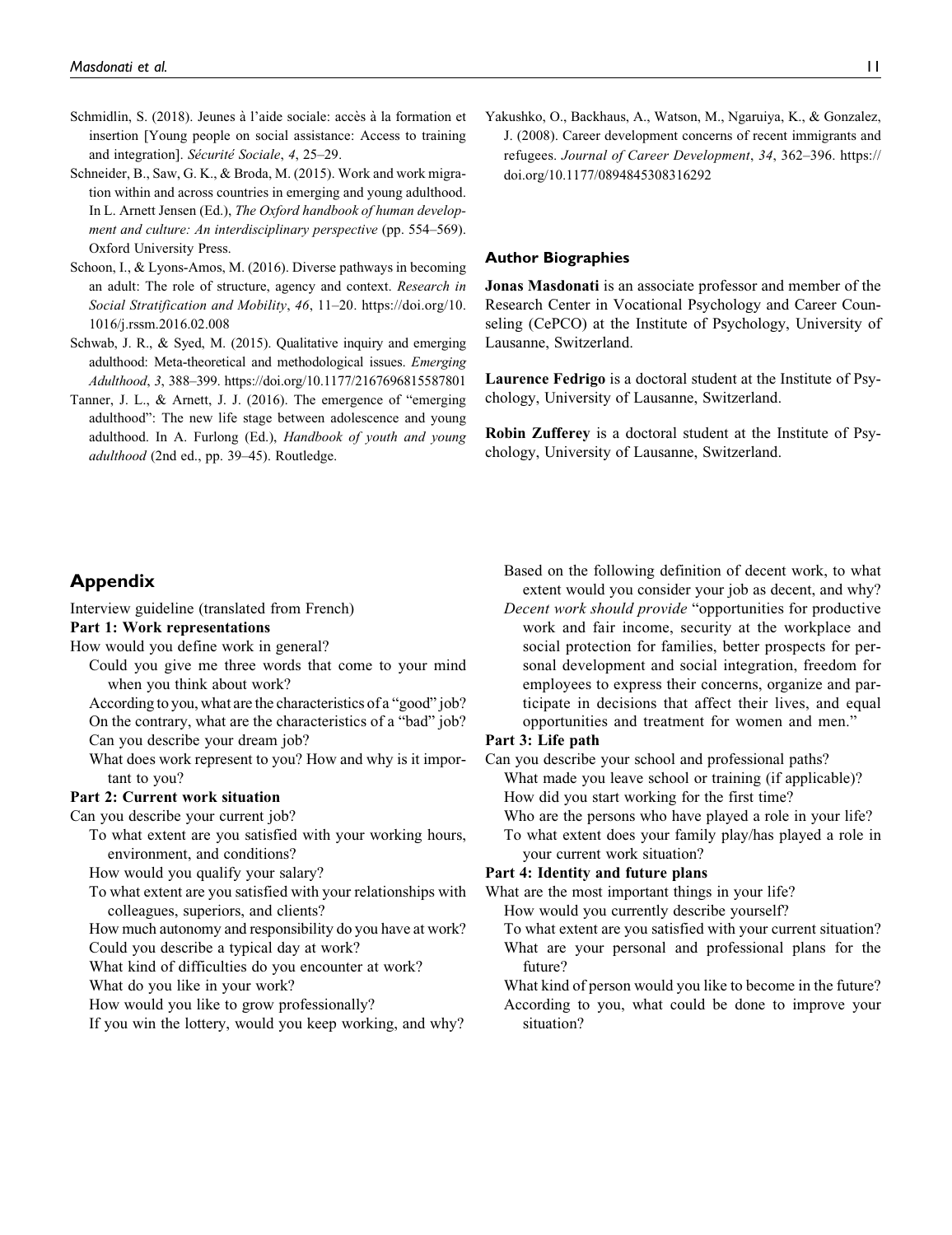Schmidlin, S. (2018). Jeunes à l'aide sociale: accès à la formation et insertion [Young people on social assistance: Access to training and integration]. *Sécurité Sociale*, *4*, 25–29.

Schneider, B., Saw, G. K., & Broda, M. (2015). Work and work migration within and across countries in emerging and young adulthood. In L. Arnett Jensen (Ed.), *The Oxford handbook of human development and culture: An interdisciplinary perspective* (pp. 554–569). Oxford University Press.

Schoon, I., & Lyons-Amos, M. (2016). Diverse pathways in becoming an adult: The role of structure, agency and context. *Research in Social Stratification and Mobility*, *46*, 11–20. https://doi.org/10.1016/j.rssm.2016.02.008

Schwab, J. R., & Syed, M. (2015). Qualitative inquiry and emerging adulthood: Meta-theoretical and methodological issues. *Emerging Adulthood*, *3*, 388–399. https://doi.org/10.1177/2167696815587801

Tanner, J. L., & Arnett, J. J. (2016). The emergence of "emerging adulthood": The new life stage between adolescence and young adulthood. In A. Furlong (Ed.), *Handbook of youth and young adulthood* (2nd ed., pp. 39–45). Routledge.

Yakushko, O., Backhaus, A., Watson, M., Ngaruiya, K., & Gonzalez, J. (2008). Career development concerns of recent immigrants and refugees. *Journal of Career Development*, *34*, 362–396. https://doi.org/10.1177/0894845308316292

## Author Biographies

**Jonas Masdonati** is an associate professor and member of the Research Center in Vocational Psychology and Career Counseling (CePCO) at the Institute of Psychology, University of Lausanne, Switzerland.

**Laurence Fedrigo** is a doctoral student at the Institute of Psychology, University of Lausanne, Switzerland.

**Robin Zufferey** is a doctoral student at the Institute of Psychology, University of Lausanne, Switzerland.

## Appendix

Interview guideline (translated from French)

**Part 1: Work representations**

How would you define work in general?

- Could you give me three words that come to your mind when you think about work?
- According to you, what are the characteristics of a "good" job?
- On the contrary, what are the characteristics of a "bad" job?
- Can you describe your dream job?
- What does work represent to you? How and why is it important to you?

**Part 2: Current work situation**

Can you describe your current job?

- To what extent are you satisfied with your working hours, environment, and conditions?
- How would you qualify your salary?
- To what extent are you satisfied with your relationships with colleagues, superiors, and clients?
- How much autonomy and responsibility do you have at work?
- Could you describe a typical day at work?
- What kind of difficulties do you encounter at work?
- What do you like in your work?
- How would you like to grow professionally?
- If you win the lottery, would you keep working, and why?
- Based on the following definition of decent work, to what extent would you consider your job as decent, and why?
  *Decent work should provide* "opportunities for productive work and fair income, security at the workplace and social protection for families, better prospects for personal development and social integration, freedom for employees to express their concerns, organize and participate in decisions that affect their lives, and equal opportunities and treatment for women and men."

**Part 3: Life path**

Can you describe your school and professional paths?

- What made you leave school or training (if applicable)?
- How did you start working for the first time?
- Who are the persons who have played a role in your life?
- To what extent does your family play/has played a role in your current work situation?

**Part 4: Identity and future plans**

What are the most important things in your life?

- How would you currently describe yourself?
- To what extent are you satisfied with your current situation?
- What are your personal and professional plans for the future?
- What kind of person would you like to become in the future?
- According to you, what could be done to improve your situation?